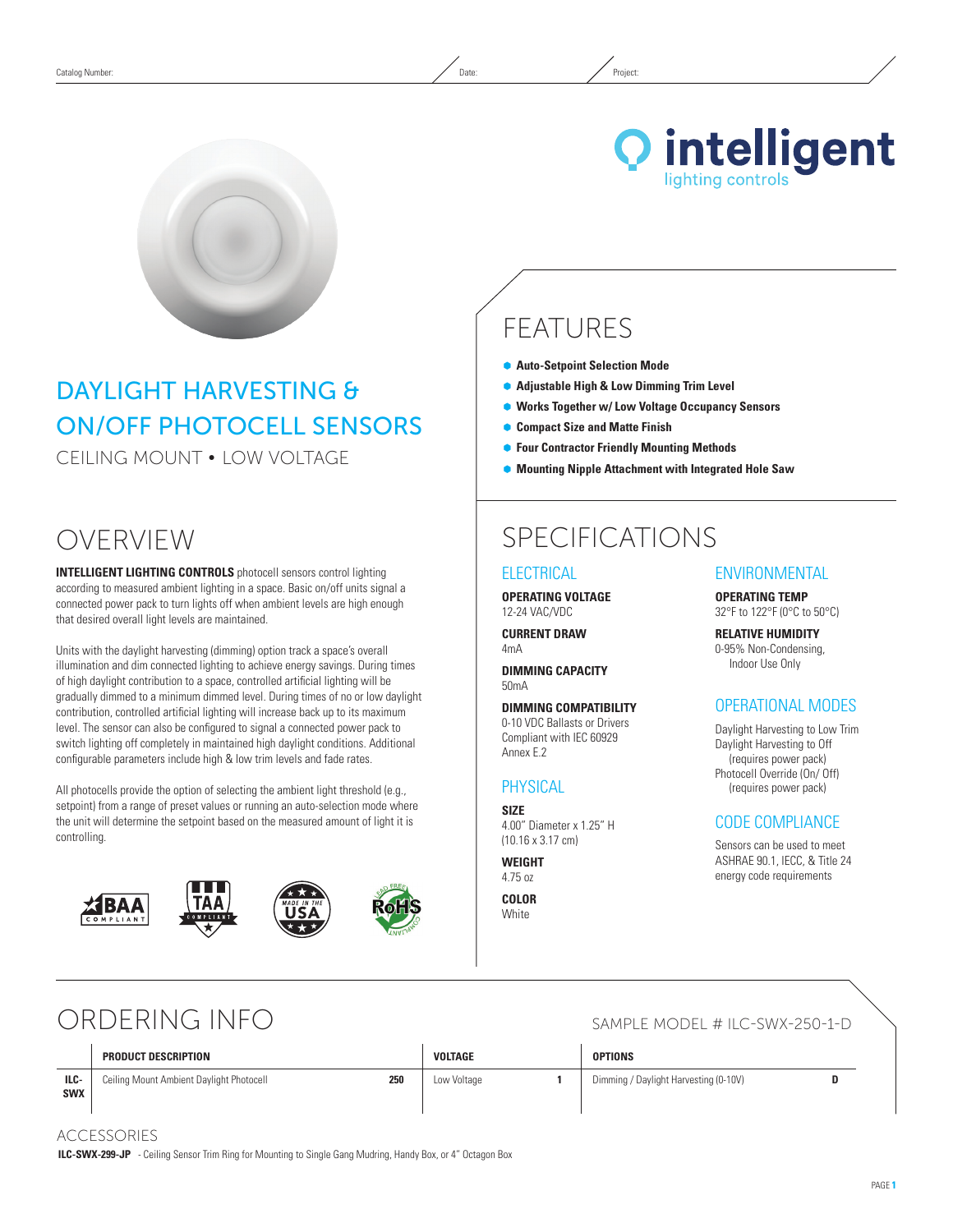Catalog Number: Date: Project:

# DAYLIGHT HARVESTING & ON/OFF PHOTOCELL SENSORS

CEILING MOUNT • LOW VOLTAGE

## OVERVIEW

**INTELLIGENT LIGHTING CONTROLS** photocell sensors control lighting according to measured ambient lighting in a space. Basic on/off units signal a connected power pack to turn lights off when ambient levels are high enough that desired overall light levels are maintained.

Units with the daylight harvesting (dimming) option track a space's overall illumination and dim connected lighting to achieve energy savings. During times of high daylight contribution to a space, controlled artificial lighting will be gradually dimmed to a minimum dimmed level. During times of no or low daylight contribution, controlled artificial lighting will increase back up to its maximum level. The sensor can also be configured to signal a connected power pack to switch lighting off completely in maintained high daylight conditions. Additional configurable parameters include high & low trim levels and fade rates.

All photocells provide the option of selecting the ambient light threshold (e.g., setpoint) from a range of preset values or running an auto-selection mode where the unit will determine the setpoint based on the measured amount of light it is controlling.

BAA COMPLIANT • TAA COMPLIANT • MADE IN THE USA • RoHS LEAD FREE COMPLIANT

## FEATURES

- **Auto-Setpoint Selection Mode**
- **Adjustable High & Low Dimming Trim Level**
- **Works Together w/ Low Voltage Occupancy Sensors**
- **Compact Size and Matte Finish**
- **Four Contractor Friendly Mounting Methods**
- **Mounting Nipple Attachment with Integrated Hole Saw**

## SPECIFICATIONS

### ELECTRICAL

**OPERATING VOLTAGE**
12-24 VAC/VDC

**CURRENT DRAW**
4mA

**DIMMING CAPACITY**
50mA

**DIMMING COMPATIBILITY**
0-10 VDC Ballasts or Drivers Compliant with IEC 60929 Annex E.2

### PHYSICAL

**SIZE**
4.00" Diameter x 1.25" H (10.16 x 3.17 cm)

**WEIGHT**
4.75 oz

**COLOR**
White

### ENVIRONMENTAL

**OPERATING TEMP**
32°F to 122°F (0°C to 50°C)

**RELATIVE HUMIDITY**
0-95% Non-Condensing, Indoor Use Only

### OPERATIONAL MODES

Daylight Harvesting to Low Trim
Daylight Harvesting to Off (requires power pack)
Photocell Override (On/ Off) (requires power pack)

### CODE COMPLIANCE

Sensors can be used to meet ASHRAE 90.1, IECC, & Title 24 energy code requirements

## ORDERING INFO

SAMPLE MODEL # ILC-SWX-250-1-D

| | PRODUCT DESCRIPTION | | VOLTAGE | | OPTIONS | |
|---|---|---|---|---|---|---|
| ILC-SWX | Ceiling Mount Ambient Daylight Photocell | 250 | Low Voltage | 1 | Dimming / Daylight Harvesting (0-10V) | D |

### ACCESSORIES

**ILC-SWX-299-JP** - Ceiling Sensor Trim Ring for Mounting to Single Gang Mudring, Handy Box, or 4" Octagon Box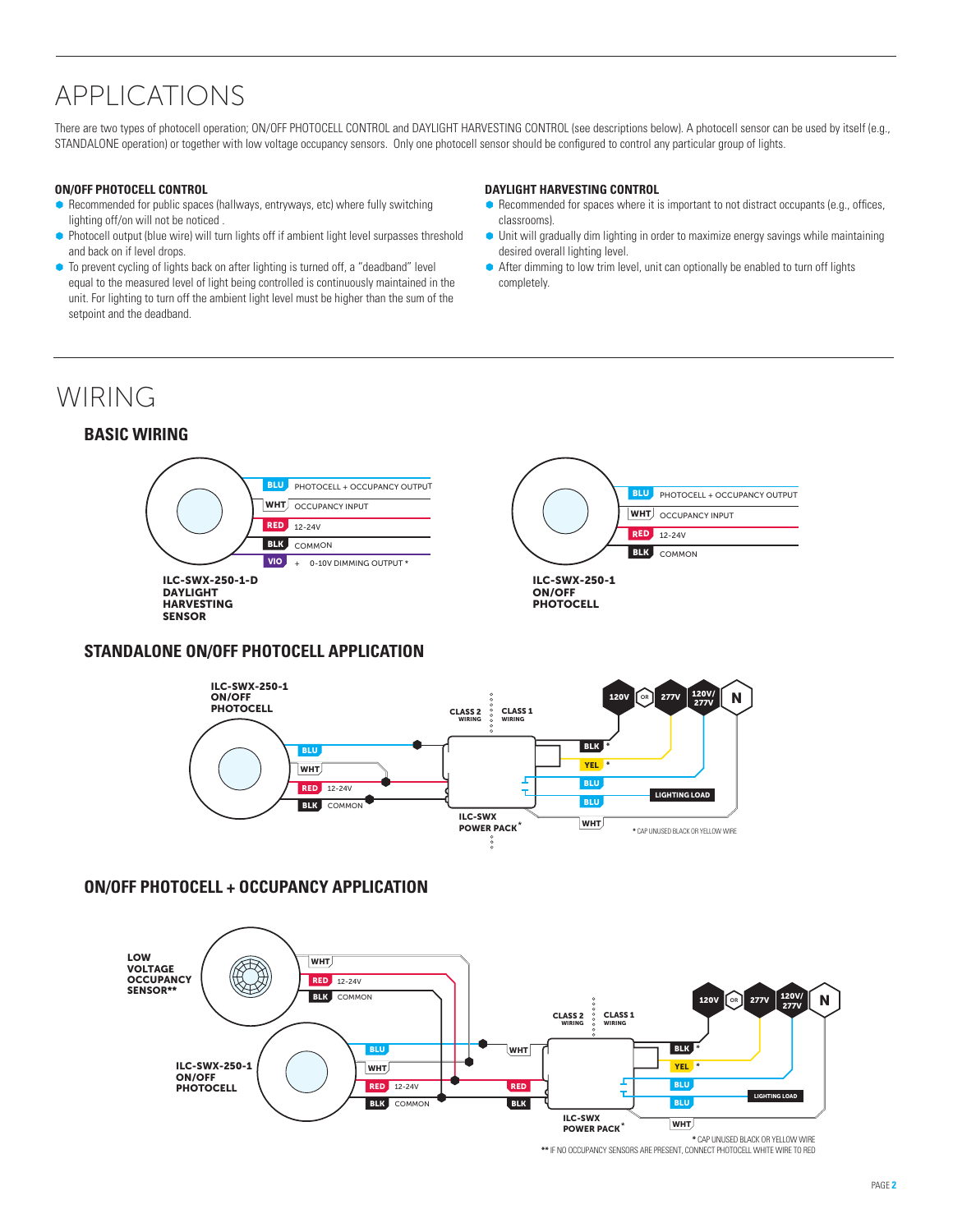# APPLICATIONS

There are two types of photocell operation; ON/OFF PHOTOCELL CONTROL and DAYLIGHT HARVESTING CONTROL (see descriptions below). A photocell sensor can be used by itself (e.g., STANDALONE operation) or together with low voltage occupancy sensors. Only one photocell sensor should be configured to control any particular group of lights.

### ON/OFF PHOTOCELL CONTROL

- Recommended for public spaces (hallways, entryways, etc) where fully switching lighting off/on will not be noticed .
- Photocell output (blue wire) will turn lights off if ambient light level surpasses threshold and back on if level drops.
- To prevent cycling of lights back on after lighting is turned off, a "deadband" level equal to the measured level of light being controlled is continuously maintained in the unit. For lighting to turn off the ambient light level must be higher than the sum of the setpoint and the deadband.

### DAYLIGHT HARVESTING CONTROL

- Recommended for spaces where it is important to not distract occupants (e.g., offices, classrooms).
- Unit will gradually dim lighting in order to maximize energy savings while maintaining desired overall lighting level.
- After dimming to low trim level, unit can optionally be enabled to turn off lights completely.

# WIRING

## BASIC WIRING

**ILC-SWX-250-1-D DAYLIGHT HARVESTING SENSOR**

- BLU — PHOTOCELL + OCCUPANCY OUTPUT
- WHT — OCCUPANCY INPUT
- RED — 12-24V
- BLK — COMMON
- VIO — + 0-10V DIMMING OUTPUT *

**ILC-SWX-250-1 ON/OFF PHOTOCELL**

- BLU — PHOTOCELL + OCCUPANCY OUTPUT
- WHT — OCCUPANCY INPUT
- RED — 12-24V
- BLK — COMMON

## STANDALONE ON/OFF PHOTOCELL APPLICATION

ILC-SWX-250-1 ON/OFF PHOTOCELL: BLU, WHT, RED 12-24V, BLK COMMON

CLASS 2 WIRING | CLASS 1 WIRING

ILC-SWX POWER PACK*: BLK *, YEL *, BLU, BLU, WHT

120V OR 277V, 120V/277V, N, LIGHTING LOAD

* CAP UNUSED BLACK OR YELLOW WIRE

## ON/OFF PHOTOCELL + OCCUPANCY APPLICATION

LOW VOLTAGE OCCUPANCY SENSOR**: WHT, RED 12-24V, BLK COMMON

ILC-SWX-250-1 ON/OFF PHOTOCELL: BLU, WHT, RED 12-24V, BLK COMMON

CLASS 2 WIRING | CLASS 1 WIRING

ILC-SWX POWER PACK*: WHT, RED, BLK, BLK *, YEL *, BLU, BLU, WHT

120V OR 277V, 120V/277V, N, LIGHTING LOAD

* CAP UNUSED BLACK OR YELLOW WIRE

** IF NO OCCUPANCY SENSORS ARE PRESENT, CONNECT PHOTOCELL WHITE WIRE TO RED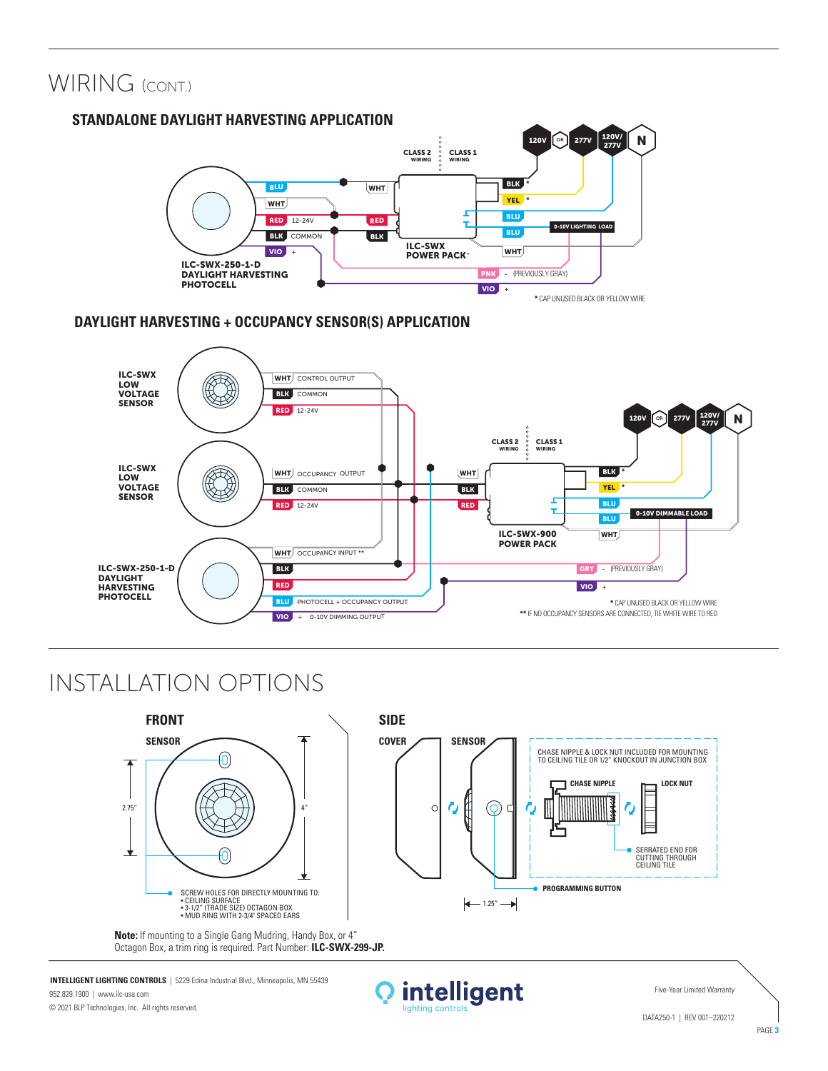# WIRING (CONT.)

## STANDALONE DAYLIGHT HARVESTING APPLICATION

CLASS 2 WIRING
CLASS 1 WIRING

120V
OR
277V
120V/277V
N

BLU
WHT
RED 12-24V
BLK COMMON
VIO +

WHT
RED
BLK

BLK *
YEL *
BLU
BLU
0-10V LIGHTING LOAD
WHT

ILC-SWX POWER PACK*

ILC-SWX-250-1-D
DAYLIGHT HARVESTING
PHOTOCELL

PNK - (PREVIOUSLY GRAY)
VIO +

* CAP UNUSED BLACK OR YELLOW WIRE

## DAYLIGHT HARVESTING + OCCUPANCY SENSOR(S) APPLICATION

ILC-SWX
LOW
VOLTAGE
SENSOR

WHT CONTROL OUTPUT
BLK COMMON
RED 12-24V

ILC-SWX
LOW
VOLTAGE
SENSOR

WHT OCCUPANCY OUTPUT
BLK COMMON
RED 12-24V

ILC-SWX-250-1-D
DAYLIGHT
HARVESTING
PHOTOCELL

WHT OCCUPANCY INPUT **
BLK
RED
BLU PHOTOCELL + OCCUPANCY OUTPUT
VIO + 0-10V DIMMING OUTPUT

CLASS 2 WIRING
CLASS 1 WIRING

120V
OR
277V
120V/277V
N

WHT
BLK
RED

BLK *
YEL *
BLU
BLU
0-10V DIMMABLE LOAD
WHT

ILC-SWX-900
POWER PACK

GRY - (PREVIOUSLY GRAY)
VIO +

* CAP UNUSED BLACK OR YELLOW WIRE
** IF NO OCCUPANCY SENSORS ARE CONNECTED, TIE WHITE WIRE TO RED

# INSTALLATION OPTIONS

### FRONT

SENSOR

2.75"
4"

SCREW HOLES FOR DIRECTLY MOUNTING TO:
- CEILING SURFACE
- 3-1/2" (TRADE SIZE) OCTAGON BOX
- MUD RING WITH 2-3/4" SPACED EARS

### SIDE

COVER
SENSOR

CHASE NIPPLE & LOCK NUT INCLUDED FOR MOUNTING TO CEILING TILE OR 1/2" KNOCKOUT IN JUNCTION BOX

CHASE NIPPLE
LOCK NUT

SERRATED END FOR CUTTING THROUGH CEILING TILE

PROGRAMMING BUTTON

1.25"

**Note:** If mounting to a Single Gang Mudring, Handy Box, or 4" Octagon Box, a trim ring is required. Part Number: **ILC-SWX-299-JP.**

**INTELLIGENT LIGHTING CONTROLS** | 5229 Edina Industrial Blvd., Minneapolis, MN 55439
952.829.1900 | www.ilc-usa.com
© 2021 BLP Technologies, Inc. All rights reserved.

intelligent lighting controls

Five-Year Limited Warranty

DATA250-1 | REV 001–220212